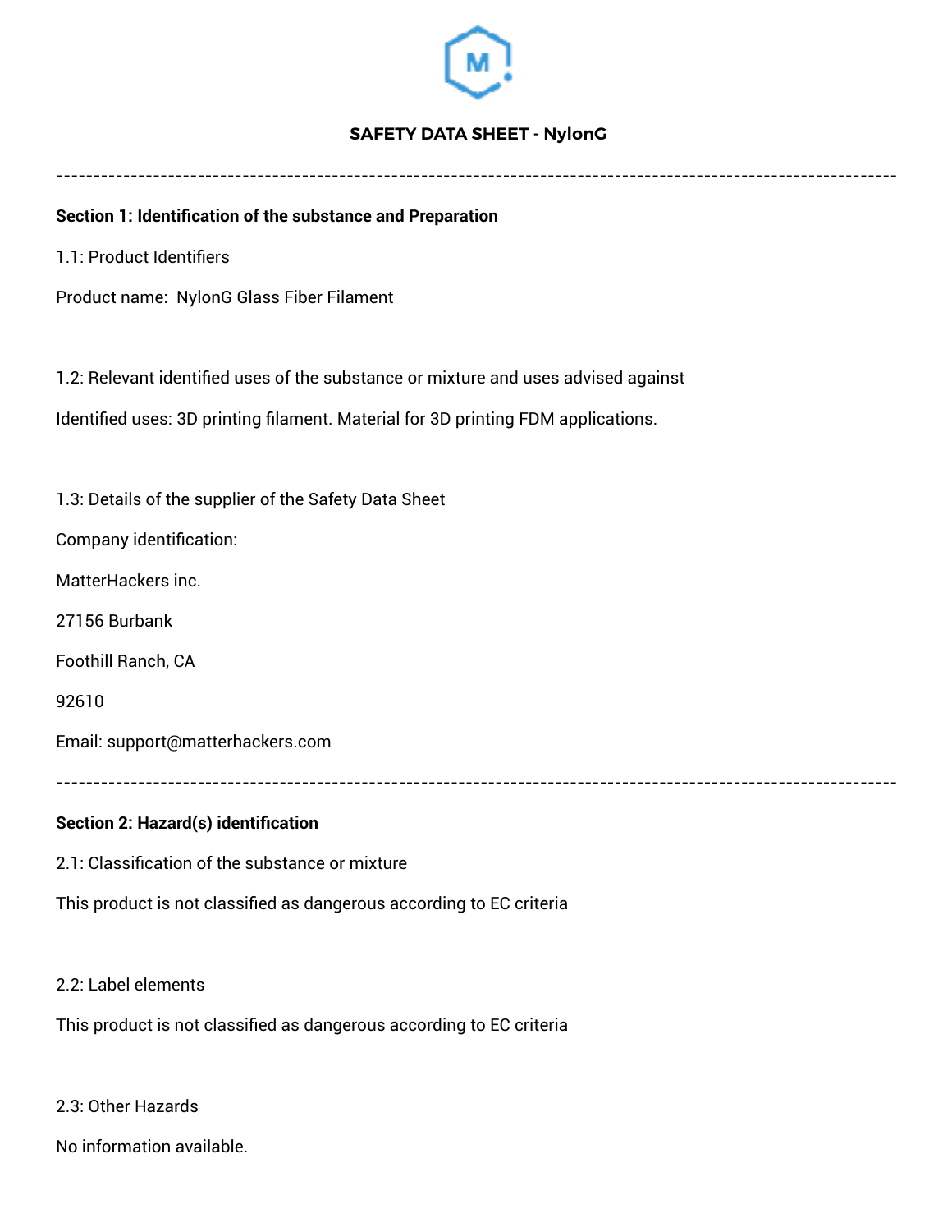# SAFETY DATA SHEET - NylonG

---

## Section 1: Identification of the substance and Preparation

1.1: Product Identifiers

Product name: NylonG Glass Fiber Filament

1.2: Relevant identified uses of the substance or mixture and uses advised against

Identified uses: 3D printing filament. Material for 3D printing FDM applications.

1.3: Details of the supplier of the Safety Data Sheet

Company identification:

MatterHackers inc.

27156 Burbank

Foothill Ranch, CA

92610

Email: support@matterhackers.com

---

## Section 2: Hazard(s) identification

2.1: Classification of the substance or mixture

This product is not classified as dangerous according to EC criteria

2.2: Label elements

This product is not classified as dangerous according to EC criteria

2.3: Other Hazards

No information available.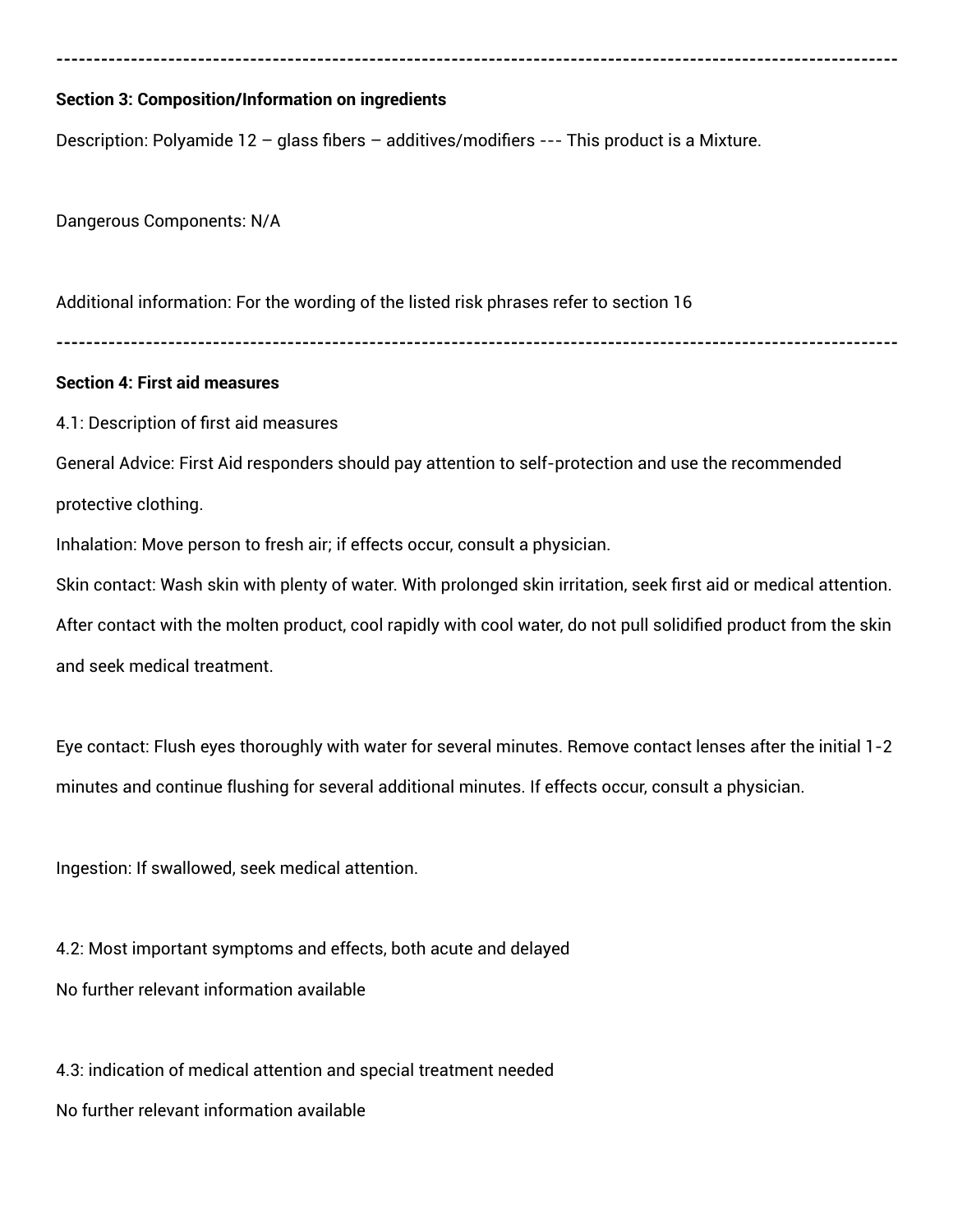---

**Section 3: Composition/Information on ingredients**

Description: Polyamide 12 – glass fibers – additives/modifiers --- This product is a Mixture.

Dangerous Components: N/A

Additional information: For the wording of the listed risk phrases refer to section 16

---

**Section 4: First aid measures**

4.1: Description of first aid measures

General Advice: First Aid responders should pay attention to self-protection and use the recommended protective clothing.

Inhalation: Move person to fresh air; if effects occur, consult a physician.

Skin contact: Wash skin with plenty of water. With prolonged skin irritation, seek first aid or medical attention. After contact with the molten product, cool rapidly with cool water, do not pull solidified product from the skin and seek medical treatment.

Eye contact: Flush eyes thoroughly with water for several minutes. Remove contact lenses after the initial 1-2 minutes and continue flushing for several additional minutes. If effects occur, consult a physician.

Ingestion: If swallowed, seek medical attention.

4.2: Most important symptoms and effects, both acute and delayed

No further relevant information available

4.3: indication of medical attention and special treatment needed

No further relevant information available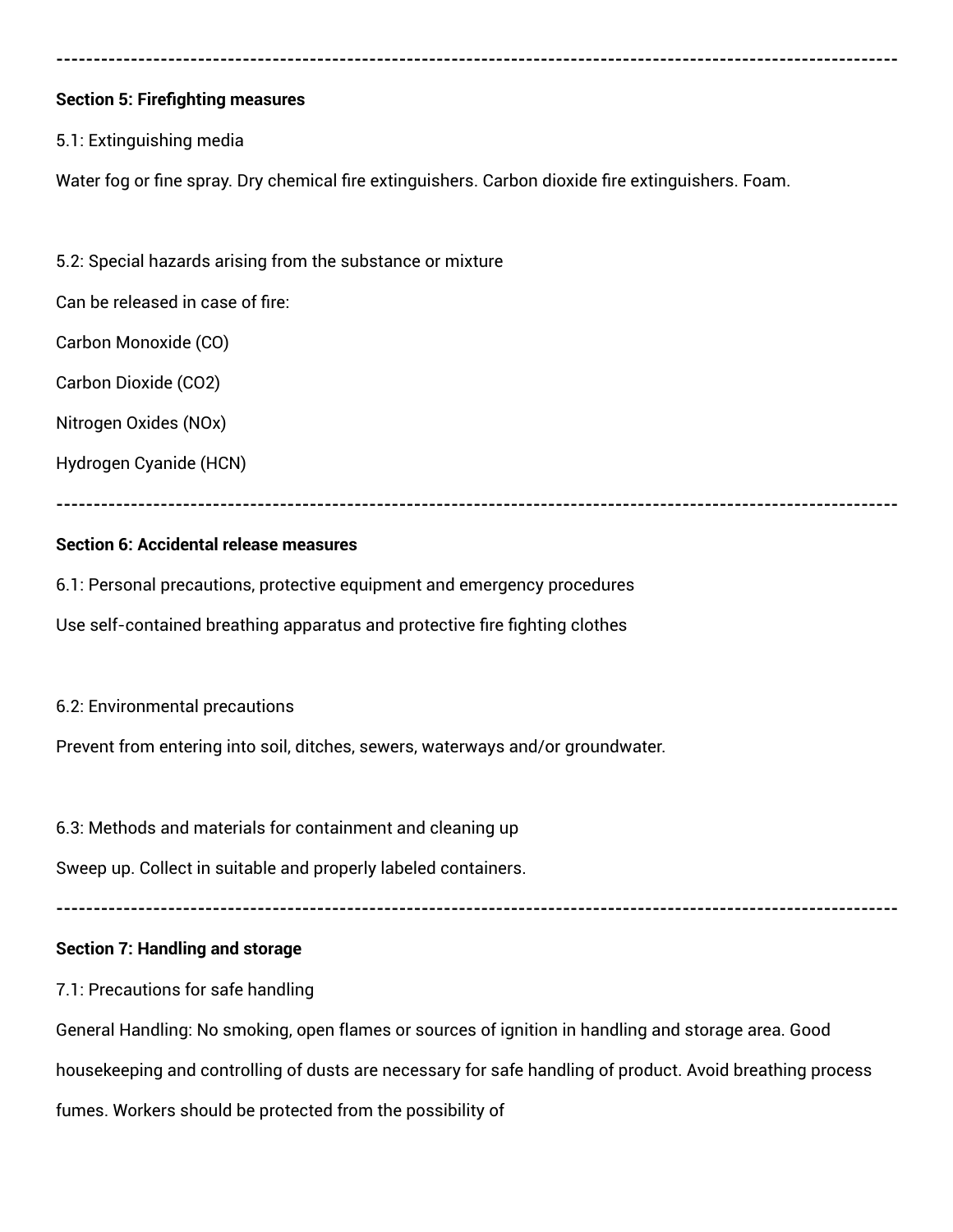---

**Section 5: Firefighting measures**

5.1: Extinguishing media

Water fog or fine spray. Dry chemical fire extinguishers. Carbon dioxide fire extinguishers. Foam.

5.2: Special hazards arising from the substance or mixture

Can be released in case of fire:

Carbon Monoxide (CO)

Carbon Dioxide ($CO_2$)

Nitrogen Oxides ($NO_x$)

Hydrogen Cyanide (HCN)

---

**Section 6: Accidental release measures**

6.1: Personal precautions, protective equipment and emergency procedures

Use self-contained breathing apparatus and protective fire fighting clothes

6.2: Environmental precautions

Prevent from entering into soil, ditches, sewers, waterways and/or groundwater.

6.3: Methods and materials for containment and cleaning up

Sweep up. Collect in suitable and properly labeled containers.

---

**Section 7: Handling and storage**

7.1: Precautions for safe handling

General Handling: No smoking, open flames or sources of ignition in handling and storage area. Good housekeeping and controlling of dusts are necessary for safe handling of product. Avoid breathing process fumes. Workers should be protected from the possibility of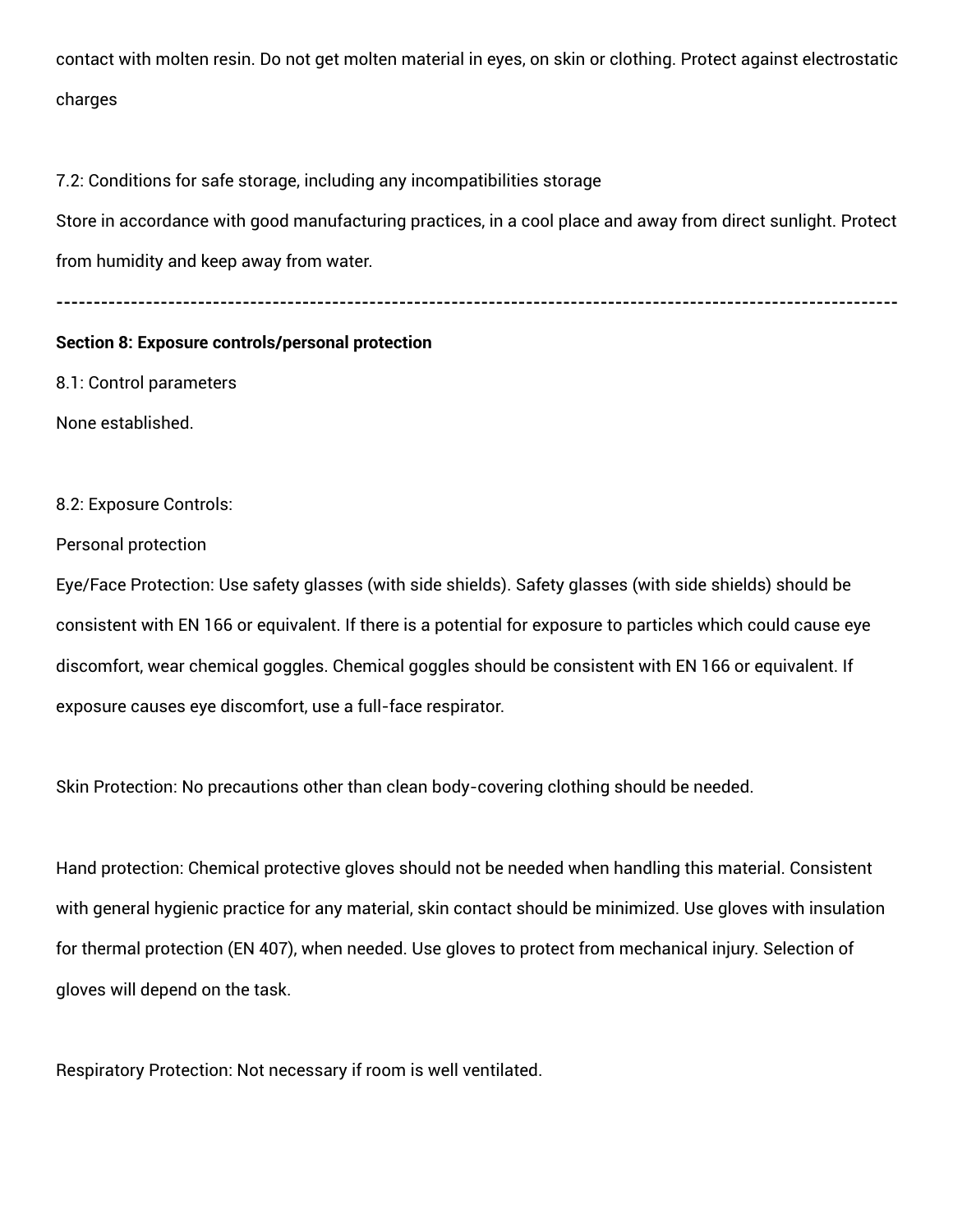contact with molten resin. Do not get molten material in eyes, on skin or clothing. Protect against electrostatic charges

7.2: Conditions for safe storage, including any incompatibilities storage

Store in accordance with good manufacturing practices, in a cool place and away from direct sunlight. Protect from humidity and keep away from water.

---

**Section 8: Exposure controls/personal protection**

8.1: Control parameters

None established.

8.2: Exposure Controls:

Personal protection

Eye/Face Protection: Use safety glasses (with side shields). Safety glasses (with side shields) should be consistent with EN 166 or equivalent. If there is a potential for exposure to particles which could cause eye discomfort, wear chemical goggles. Chemical goggles should be consistent with EN 166 or equivalent. If exposure causes eye discomfort, use a full-face respirator.

Skin Protection: No precautions other than clean body-covering clothing should be needed.

Hand protection: Chemical protective gloves should not be needed when handling this material. Consistent with general hygienic practice for any material, skin contact should be minimized. Use gloves with insulation for thermal protection (EN 407), when needed. Use gloves to protect from mechanical injury. Selection of gloves will depend on the task.

Respiratory Protection: Not necessary if room is well ventilated.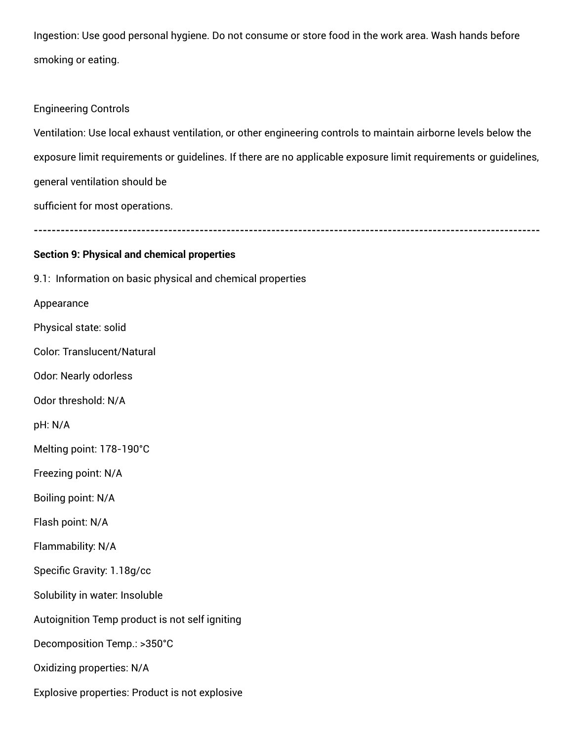Ingestion: Use good personal hygiene. Do not consume or store food in the work area. Wash hands before smoking or eating.

Engineering Controls

Ventilation: Use local exhaust ventilation, or other engineering controls to maintain airborne levels below the exposure limit requirements or guidelines. If there are no applicable exposure limit requirements or guidelines, general ventilation should be
sufficient for most operations.

---

**Section 9: Physical and chemical properties**

9.1: Information on basic physical and chemical properties

Appearance

Physical state: solid

Color: Translucent/Natural

Odor: Nearly odorless

Odor threshold: N/A

pH: N/A

Melting point: 178-190°C

Freezing point: N/A

Boiling point: N/A

Flash point: N/A

Flammability: N/A

Specific Gravity: 1.18g/cc

Solubility in water: Insoluble

Autoignition Temp product is not self igniting

Decomposition Temp.: >350°C

Oxidizing properties: N/A

Explosive properties: Product is not explosive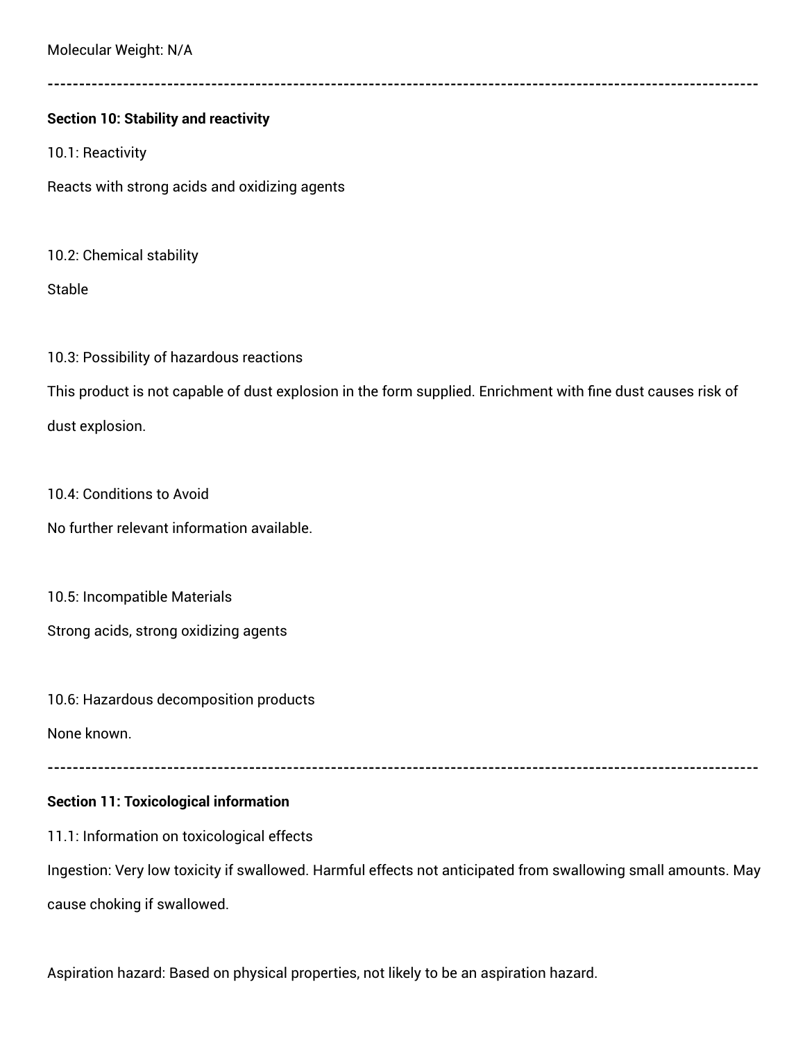Molecular Weight: N/A

---

## Section 10: Stability and reactivity

10.1: Reactivity

Reacts with strong acids and oxidizing agents

10.2: Chemical stability

Stable

10.3: Possibility of hazardous reactions

This product is not capable of dust explosion in the form supplied. Enrichment with fine dust causes risk of dust explosion.

10.4: Conditions to Avoid

No further relevant information available.

10.5: Incompatible Materials

Strong acids, strong oxidizing agents

10.6: Hazardous decomposition products

None known.

---

## Section 11: Toxicological information

11.1: Information on toxicological effects

Ingestion: Very low toxicity if swallowed. Harmful effects not anticipated from swallowing small amounts. May cause choking if swallowed.

Aspiration hazard: Based on physical properties, not likely to be an aspiration hazard.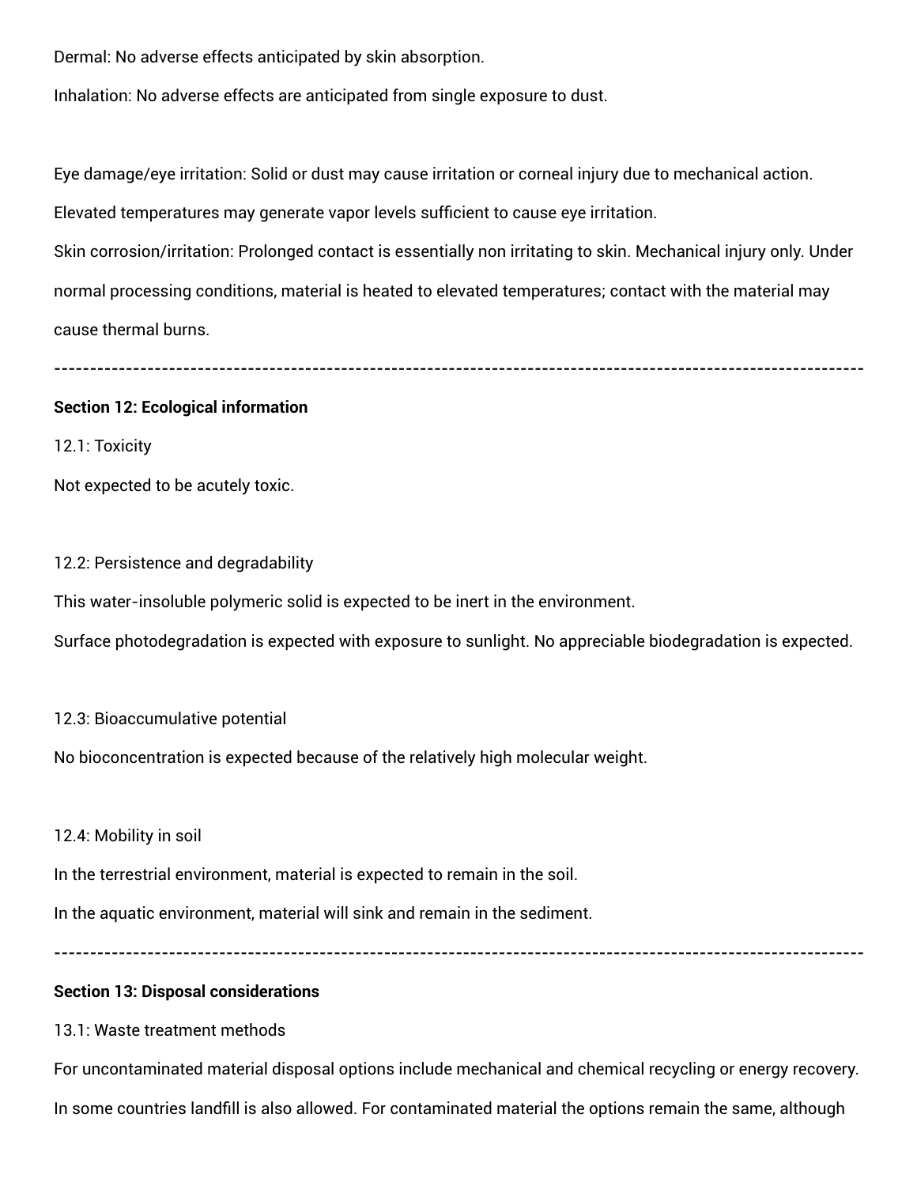Dermal: No adverse effects anticipated by skin absorption.

Inhalation: No adverse effects are anticipated from single exposure to dust.

Eye damage/eye irritation: Solid or dust may cause irritation or corneal injury due to mechanical action.

Elevated temperatures may generate vapor levels sufficient to cause eye irritation.

Skin corrosion/irritation: Prolonged contact is essentially non irritating to skin. Mechanical injury only. Under normal processing conditions, material is heated to elevated temperatures; contact with the material may cause thermal burns.

---

**Section 12: Ecological information**

12.1: Toxicity

Not expected to be acutely toxic.

12.2: Persistence and degradability

This water-insoluble polymeric solid is expected to be inert in the environment.

Surface photodegradation is expected with exposure to sunlight. No appreciable biodegradation is expected.

12.3: Bioaccumulative potential

No bioconcentration is expected because of the relatively high molecular weight.

12.4: Mobility in soil

In the terrestrial environment, material is expected to remain in the soil.

In the aquatic environment, material will sink and remain in the sediment.

---

**Section 13: Disposal considerations**

13.1: Waste treatment methods

For uncontaminated material disposal options include mechanical and chemical recycling or energy recovery. In some countries landfill is also allowed. For contaminated material the options remain the same, although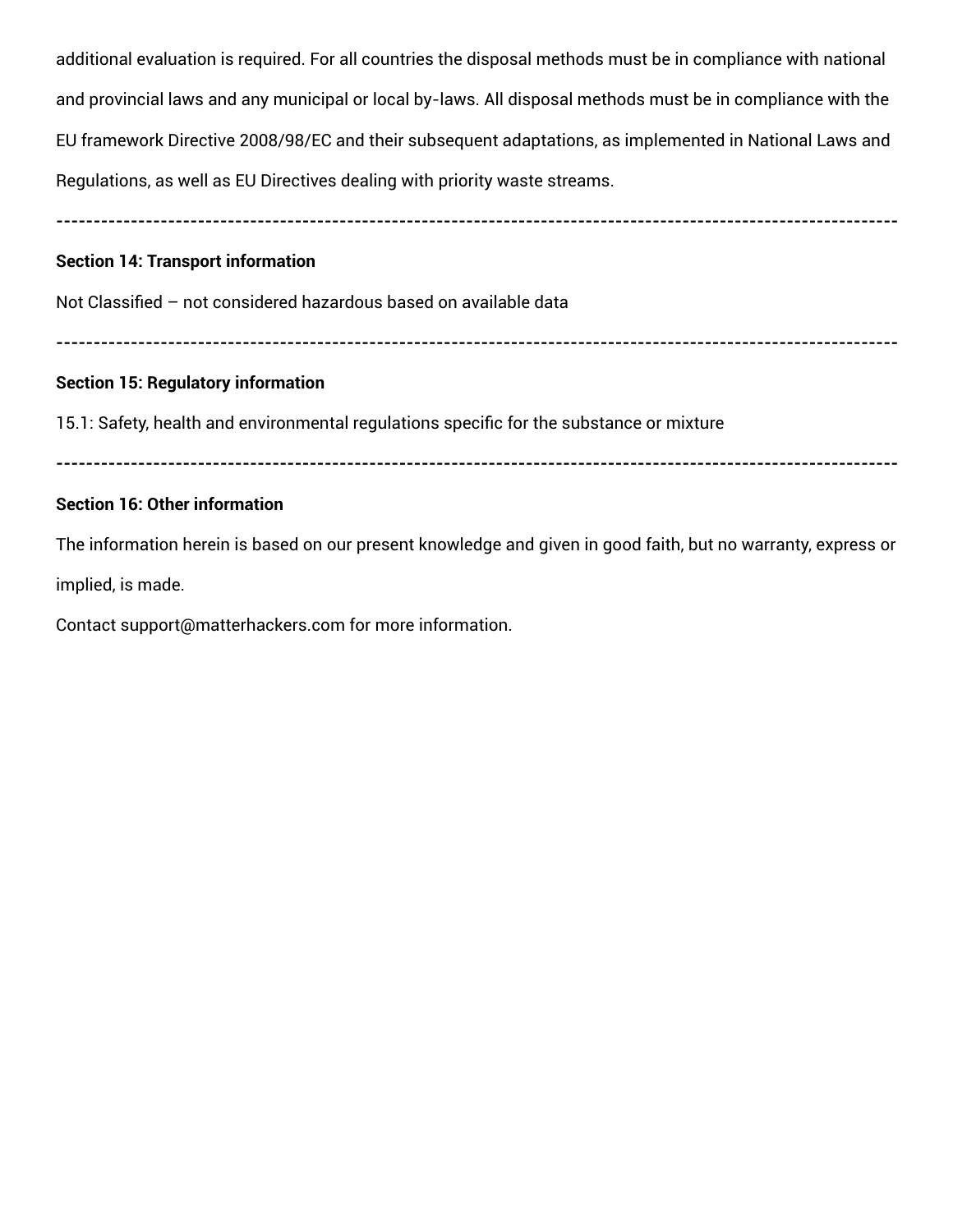additional evaluation is required. For all countries the disposal methods must be in compliance with national and provincial laws and any municipal or local by-laws. All disposal methods must be in compliance with the EU framework Directive 2008/98/EC and their subsequent adaptations, as implemented in National Laws and Regulations, as well as EU Directives dealing with priority waste streams.

---

**Section 14: Transport information**

Not Classified – not considered hazardous based on available data

---

**Section 15: Regulatory information**

15.1: Safety, health and environmental regulations specific for the substance or mixture

---

**Section 16: Other information**

The information herein is based on our present knowledge and given in good faith, but no warranty, express or implied, is made.

Contact support@matterhackers.com for more information.